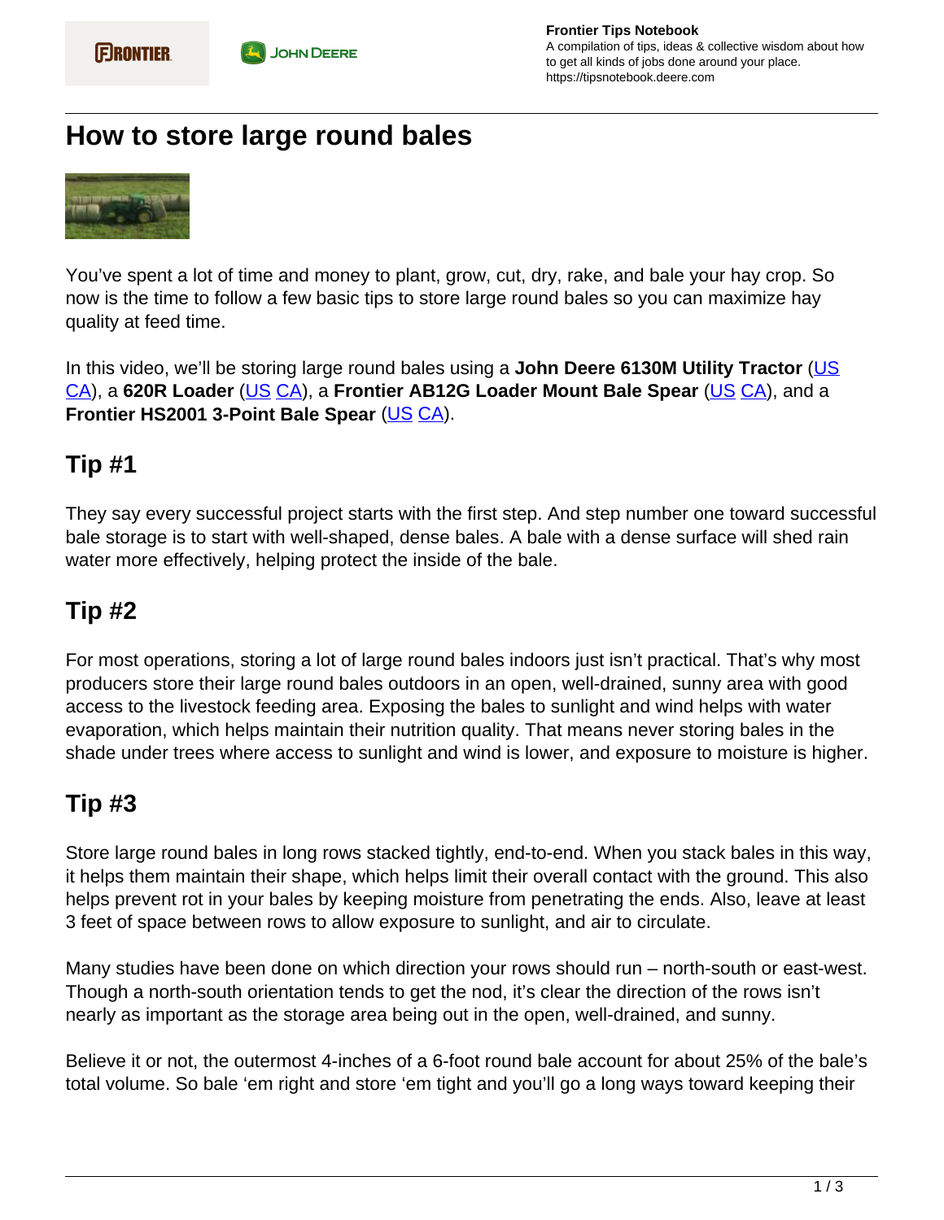# How to store large round bales

You've spent a lot of time and money to plant, grow, cut, dry, rake, and bale your hay crop. So now is the time to follow a few basic tips to store large round bales so you can maximize hay quality at feed time.

In this video, we'll be storing large round bales using a **John Deere 6130M Utility Tractor** (US CA), a **620R Loader** (US CA), a **Frontier AB12G Loader Mount Bale Spear** (US CA), and a **Frontier HS2001 3-Point Bale Spear** (US CA).

## Tip #1

They say every successful project starts with the first step. And step number one toward successful bale storage is to start with well-shaped, dense bales. A bale with a dense surface will shed rain water more effectively, helping protect the inside of the bale.

## Tip #2

For most operations, storing a lot of large round bales indoors just isn't practical. That's why most producers store their large round bales outdoors in an open, well-drained, sunny area with good access to the livestock feeding area. Exposing the bales to sunlight and wind helps with water evaporation, which helps maintain their nutrition quality. That means never storing bales in the shade under trees where access to sunlight and wind is lower, and exposure to moisture is higher.

## Tip #3

Store large round bales in long rows stacked tightly, end-to-end. When you stack bales in this way, it helps them maintain their shape, which helps limit their overall contact with the ground. This also helps prevent rot in your bales by keeping moisture from penetrating the ends. Also, leave at least 3 feet of space between rows to allow exposure to sunlight, and air to circulate.

Many studies have been done on which direction your rows should run – north-south or east-west. Though a north-south orientation tends to get the nod, it's clear the direction of the rows isn't nearly as important as the storage area being out in the open, well-drained, and sunny.

Believe it or not, the outermost 4-inches of a 6-foot round bale account for about 25% of the bale's total volume. So bale 'em right and store 'em tight and you'll go a long ways toward keeping their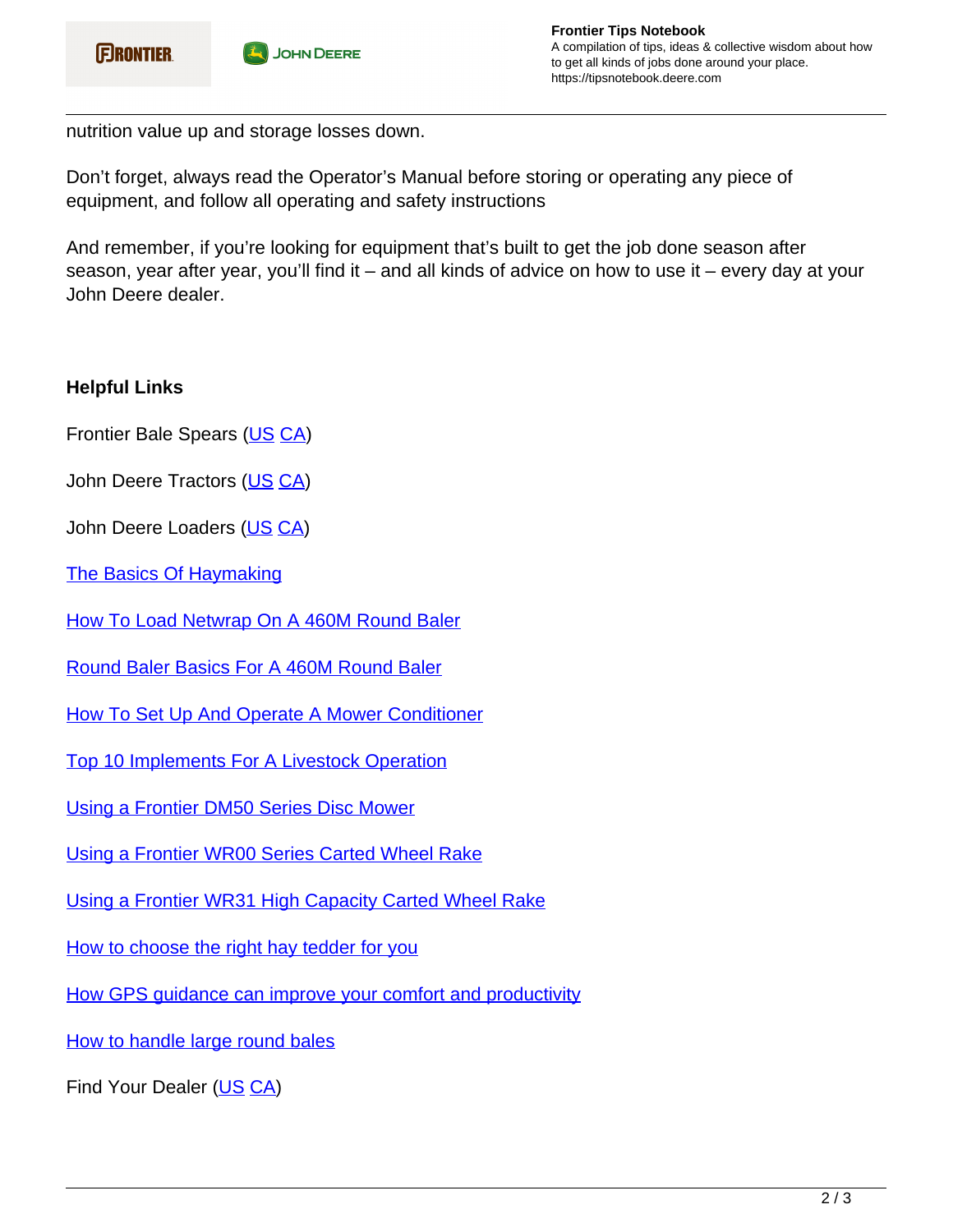nutrition value up and storage losses down.

Don’t forget, always read the Operator’s Manual before storing or operating any piece of equipment, and follow all operating and safety instructions

And remember, if you’re looking for equipment that’s built to get the job done season after season, year after year, you’ll find it – and all kinds of advice on how to use it – every day at your John Deere dealer.

**Helpful Links**

Frontier Bale Spears (US CA)

John Deere Tractors (US CA)

John Deere Loaders (US CA)

The Basics Of Haymaking

How To Load Netwrap On A 460M Round Baler

Round Baler Basics For A 460M Round Baler

How To Set Up And Operate A Mower Conditioner

Top 10 Implements For A Livestock Operation

Using a Frontier DM50 Series Disc Mower

Using a Frontier WR00 Series Carted Wheel Rake

Using a Frontier WR31 High Capacity Carted Wheel Rake

How to choose the right hay tedder for you

How GPS guidance can improve your comfort and productivity

How to handle large round bales

Find Your Dealer (US CA)